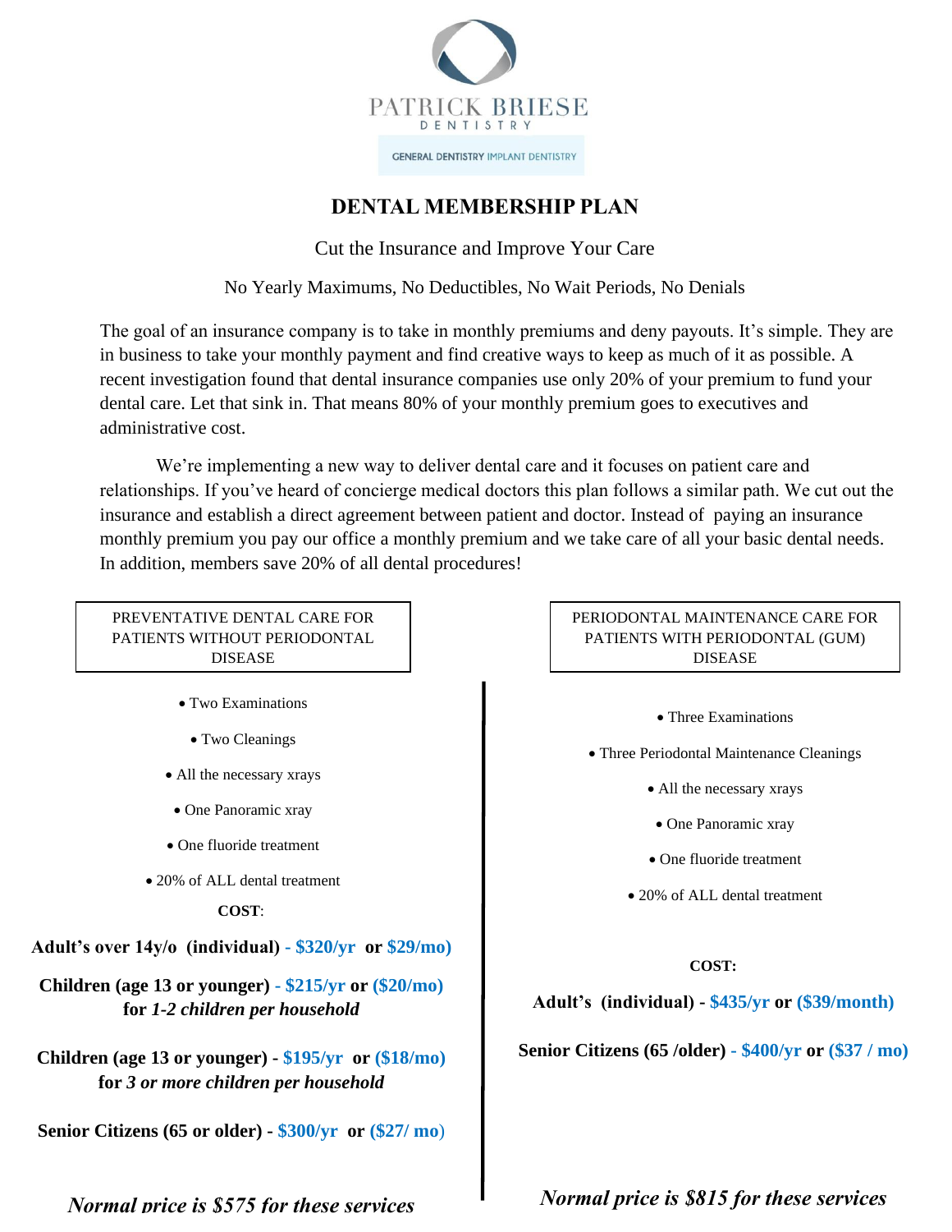PATRICK BRIESE
DENTISTRY

GENERAL DENTISTRY IMPLANT DENTISTRY

# DENTAL MEMBERSHIP PLAN

Cut the Insurance and Improve Your Care

No Yearly Maximums, No Deductibles, No Wait Periods, No Denials

The goal of an insurance company is to take in monthly premiums and deny payouts. It's simple. They are in business to take your monthly payment and find creative ways to keep as much of it as possible. A recent investigation found that dental insurance companies use only 20% of your premium to fund your dental care. Let that sink in. That means 80% of your monthly premium goes to executives and administrative cost.

We're implementing a new way to deliver dental care and it focuses on patient care and relationships. If you've heard of concierge medical doctors this plan follows a similar path. We cut out the insurance and establish a direct agreement between patient and doctor. Instead of paying an insurance monthly premium you pay our office a monthly premium and we take care of all your basic dental needs. In addition, members save 20% of all dental procedures!

## PREVENTATIVE DENTAL CARE FOR PATIENTS WITHOUT PERIODONTAL DISEASE

- Two Examinations
- Two Cleanings
- All the necessary xrays
- One Panoramic xray
- One fluoride treatment
- 20% of ALL dental treatment

**COST**:

**Adult's over 14y/o (individual) - $320/yr or $29/mo)**

**Children (age 13 or younger) - $215/yr or ($20/mo) for *1-2 children per household***

**Children (age 13 or younger) - $195/yr or ($18/mo) for *3 or more children per household***

**Senior Citizens (65 or older) - $300/yr or ($27/ mo)**

***Normal price is $575 for these services***

## PERIODONTAL MAINTENANCE CARE FOR PATIENTS WITH PERIODONTAL (GUM) DISEASE

- Three Examinations
- Three Periodontal Maintenance Cleanings
- All the necessary xrays
- One Panoramic xray
- One fluoride treatment
- 20% of ALL dental treatment

**COST:**

**Adult's (individual) - $435/yr or ($39/month)**

**Senior Citizens (65 /older) - $400/yr or ($37 / mo)**

***Normal price is $815 for these services***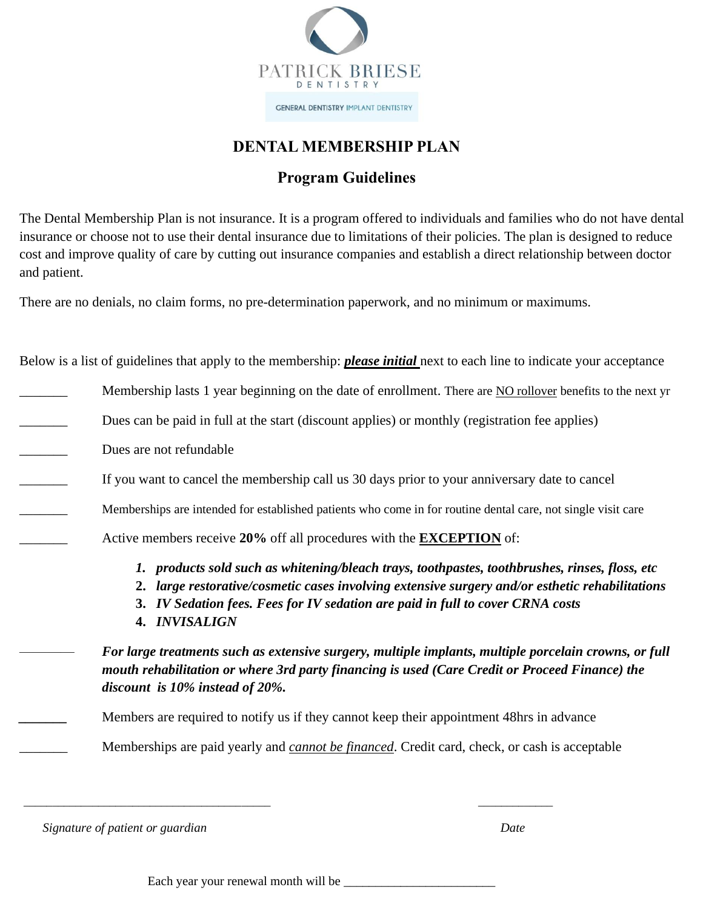PATRICK BRIESE
DENTISTRY

GENERAL DENTISTRY IMPLANT DENTISTRY

# DENTAL MEMBERSHIP PLAN

## Program Guidelines

The Dental Membership Plan is not insurance. It is a program offered to individuals and families who do not have dental insurance or choose not to use their dental insurance due to limitations of their policies. The plan is designed to reduce cost and improve quality of care by cutting out insurance companies and establish a direct relationship between doctor and patient.

There are no denials, no claim forms, no pre-determination paperwork, and no minimum or maximums.

Below is a list of guidelines that apply to the membership: ***please initial*** next to each line to indicate your acceptance

_______ Membership lasts 1 year beginning on the date of enrollment. There are NO rollover benefits to the next yr

_______ Dues can be paid in full at the start (discount applies) or monthly (registration fee applies)

_______ Dues are not refundable

_______ If you want to cancel the membership call us 30 days prior to your anniversary date to cancel

_______ Memberships are intended for established patients who come in for routine dental care, not single visit care

_______ Active members receive **20%** off all procedures with the **EXCEPTION** of:

1. ***products sold such as whitening/bleach trays, toothpastes, toothbrushes, rinses, floss, etc***
2. ***large restorative/cosmetic cases involving extensive surgery and/or esthetic rehabilitations***
3. ***IV Sedation fees. Fees for IV sedation are paid in full to cover CRNA costs***
4. ***INVISALIGN***

_______ ***For large treatments such as extensive surgery, multiple implants, multiple porcelain crowns, or full mouth rehabilitation or where 3rd party financing is used (Care Credit or Proceed Finance) the discount is 10% instead of 20%.***

_______ Members are required to notify us if they cannot keep their appointment 48hrs in advance

_______ Memberships are paid yearly and *cannot be financed*. Credit card, check, or cash is acceptable

_______________________________________ ____________

*Signature of patient or guardian* *Date*

Each year your renewal month will be ________________________